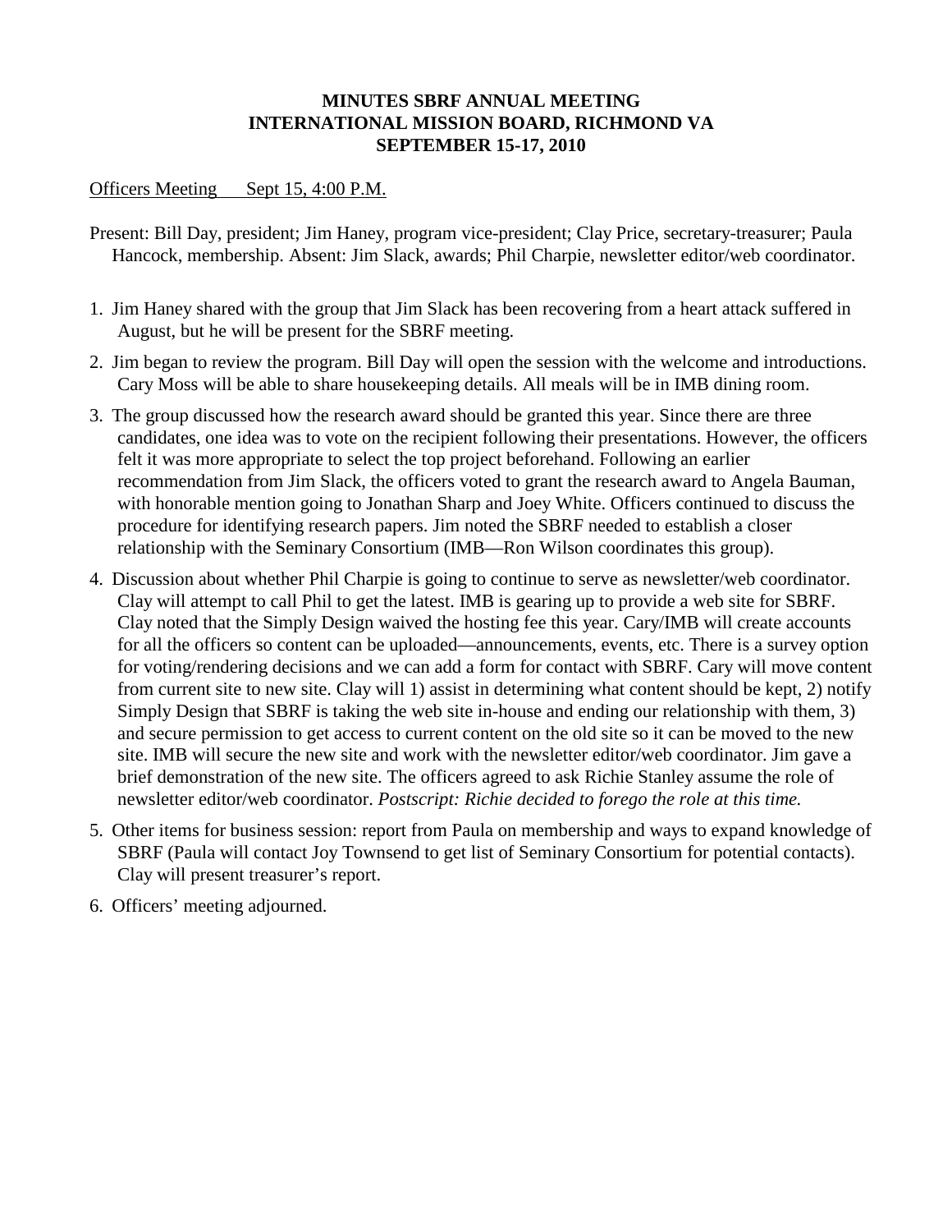# MINUTES SBRF ANNUAL MEETING
# INTERNATIONAL MISSION BOARD, RICHMOND VA
# SEPTEMBER 15-17, 2010

<u>Officers Meeting      Sept 15, 4:00 P.M.</u>

Present: Bill Day, president; Jim Haney, program vice-president; Clay Price, secretary-treasurer; Paula Hancock, membership. Absent: Jim Slack, awards; Phil Charpie, newsletter editor/web coordinator.

1. Jim Haney shared with the group that Jim Slack has been recovering from a heart attack suffered in August, but he will be present for the SBRF meeting.
2. Jim began to review the program. Bill Day will open the session with the welcome and introductions. Cary Moss will be able to share housekeeping details. All meals will be in IMB dining room.
3. The group discussed how the research award should be granted this year. Since there are three candidates, one idea was to vote on the recipient following their presentations. However, the officers felt it was more appropriate to select the top project beforehand. Following an earlier recommendation from Jim Slack, the officers voted to grant the research award to Angela Bauman, with honorable mention going to Jonathan Sharp and Joey White. Officers continued to discuss the procedure for identifying research papers. Jim noted the SBRF needed to establish a closer relationship with the Seminary Consortium (IMB—Ron Wilson coordinates this group).
4. Discussion about whether Phil Charpie is going to continue to serve as newsletter/web coordinator. Clay will attempt to call Phil to get the latest. IMB is gearing up to provide a web site for SBRF. Clay noted that the Simply Design waived the hosting fee this year. Cary/IMB will create accounts for all the officers so content can be uploaded—announcements, events, etc. There is a survey option for voting/rendering decisions and we can add a form for contact with SBRF. Cary will move content from current site to new site. Clay will 1) assist in determining what content should be kept, 2) notify Simply Design that SBRF is taking the web site in-house and ending our relationship with them, 3) and secure permission to get access to current content on the old site so it can be moved to the new site. IMB will secure the new site and work with the newsletter editor/web coordinator. Jim gave a brief demonstration of the new site. The officers agreed to ask Richie Stanley assume the role of newsletter editor/web coordinator. *Postscript: Richie decided to forego the role at this time.*
5. Other items for business session: report from Paula on membership and ways to expand knowledge of SBRF (Paula will contact Joy Townsend to get list of Seminary Consortium for potential contacts). Clay will present treasurer's report.
6. Officers' meeting adjourned.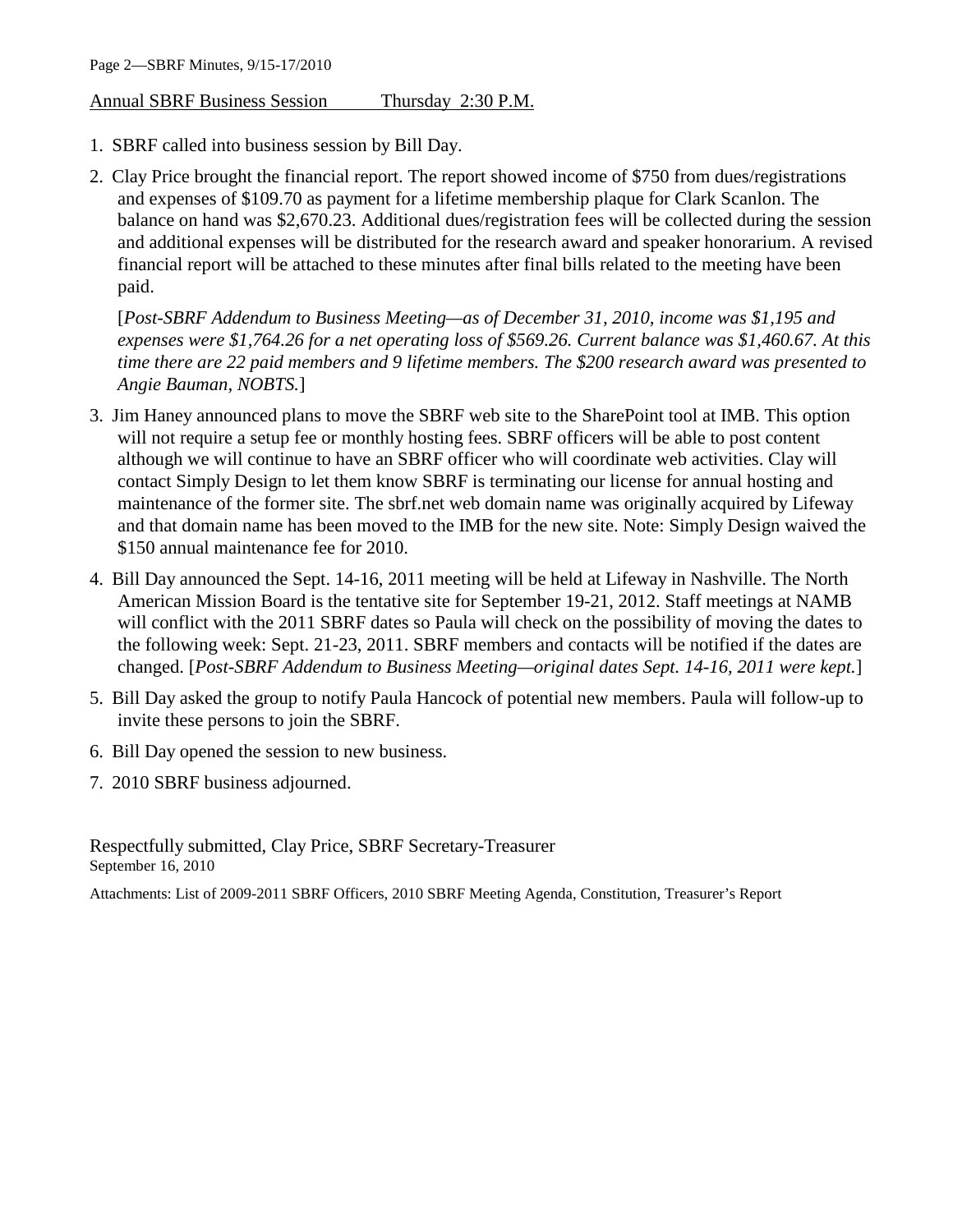Annual SBRF Business Session Thursday 2:30 P.M.

1. SBRF called into business session by Bill Day.
2. Clay Price brought the financial report. The report showed income of $750 from dues/registrations and expenses of $109.70 as payment for a lifetime membership plaque for Clark Scanlon. The balance on hand was $2,670.23. Additional dues/registration fees will be collected during the session and additional expenses will be distributed for the research award and speaker honorarium. A revised financial report will be attached to these minutes after final bills related to the meeting have been paid.

   [*Post-SBRF Addendum to Business Meeting—as of December 31, 2010, income was $1,195 and expenses were $1,764.26 for a net operating loss of $569.26. Current balance was $1,460.67. At this time there are 22 paid members and 9 lifetime members. The $200 research award was presented to Angie Bauman, NOBTS.*]

3. Jim Haney announced plans to move the SBRF web site to the SharePoint tool at IMB. This option will not require a setup fee or monthly hosting fees. SBRF officers will be able to post content although we will continue to have an SBRF officer who will coordinate web activities. Clay will contact Simply Design to let them know SBRF is terminating our license for annual hosting and maintenance of the former site. The sbrf.net web domain name was originally acquired by Lifeway and that domain name has been moved to the IMB for the new site. Note: Simply Design waived the $150 annual maintenance fee for 2010.
4. Bill Day announced the Sept. 14-16, 2011 meeting will be held at Lifeway in Nashville. The North American Mission Board is the tentative site for September 19-21, 2012. Staff meetings at NAMB will conflict with the 2011 SBRF dates so Paula will check on the possibility of moving the dates to the following week: Sept. 21-23, 2011. SBRF members and contacts will be notified if the dates are changed. [*Post-SBRF Addendum to Business Meeting—original dates Sept. 14-16, 2011 were kept.*]
5. Bill Day asked the group to notify Paula Hancock of potential new members. Paula will follow-up to invite these persons to join the SBRF.
6. Bill Day opened the session to new business.
7. 2010 SBRF business adjourned.

Respectfully submitted, Clay Price, SBRF Secretary-Treasurer
September 16, 2010

Attachments: List of 2009-2011 SBRF Officers, 2010 SBRF Meeting Agenda, Constitution, Treasurer's Report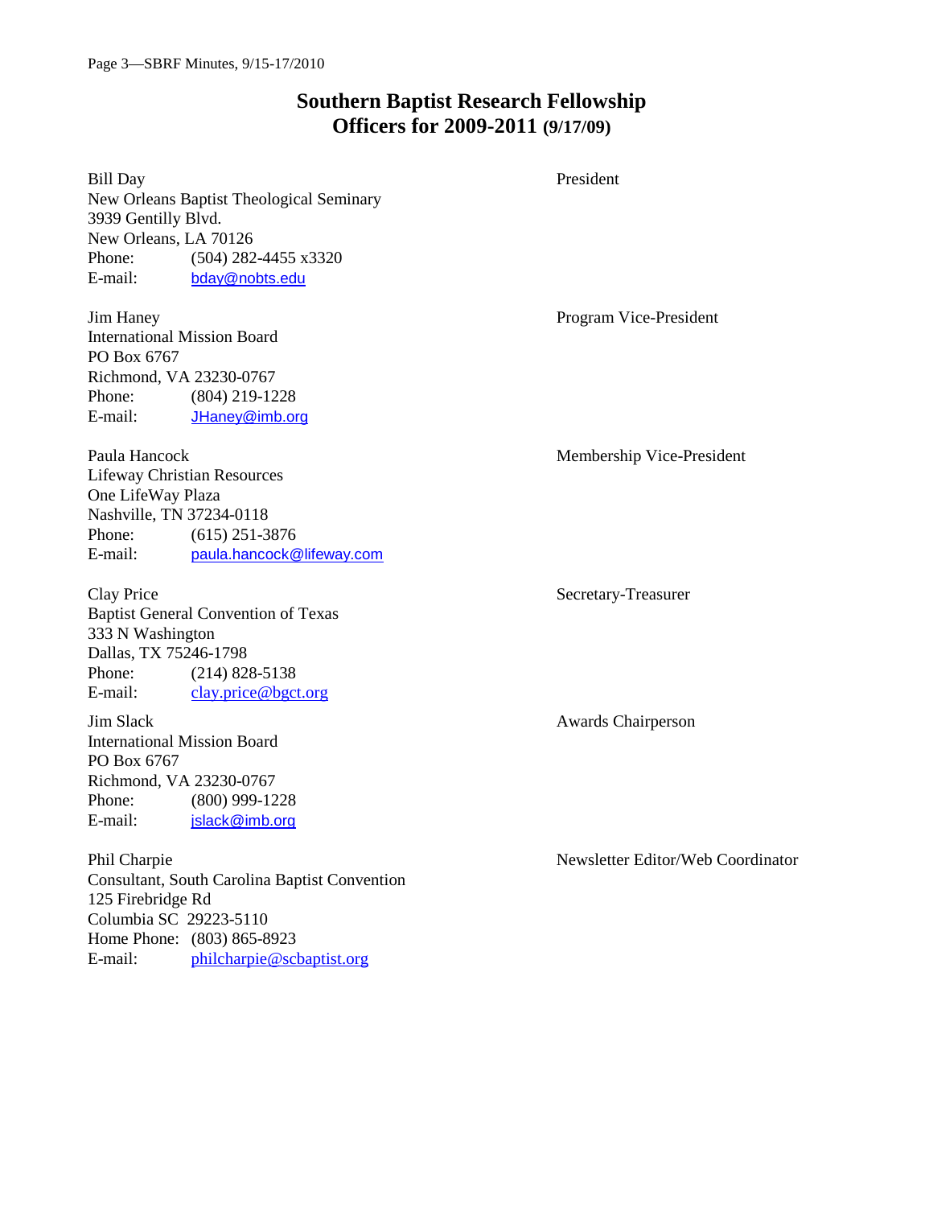# Southern Baptist Research Fellowship
## Officers for 2009-2011 (9/17/09)

**Bill Day** — President
New Orleans Baptist Theological Seminary
3939 Gentilly Blvd.
New Orleans, LA 70126
Phone: (504) 282-4455 x3320
E-mail: bday@nobts.edu

**Jim Haney** — Program Vice-President
International Mission Board
PO Box 6767
Richmond, VA 23230-0767
Phone: (804) 219-1228
E-mail: JHaney@imb.org

**Paula Hancock** — Membership Vice-President
Lifeway Christian Resources
One LifeWay Plaza
Nashville, TN 37234-0118
Phone: (615) 251-3876
E-mail: paula.hancock@lifeway.com

**Clay Price** — Secretary-Treasurer
Baptist General Convention of Texas
333 N Washington
Dallas, TX 75246-1798
Phone: (214) 828-5138
E-mail: clay.price@bgct.org

**Jim Slack** — Awards Chairperson
International Mission Board
PO Box 6767
Richmond, VA 23230-0767
Phone: (800) 999-1228
E-mail: jslack@imb.org

**Phil Charpie** — Newsletter Editor/Web Coordinator
Consultant, South Carolina Baptist Convention
125 Firebridge Rd
Columbia SC 29223-5110
Home Phone: (803) 865-8923
E-mail: philcharpie@scbaptist.org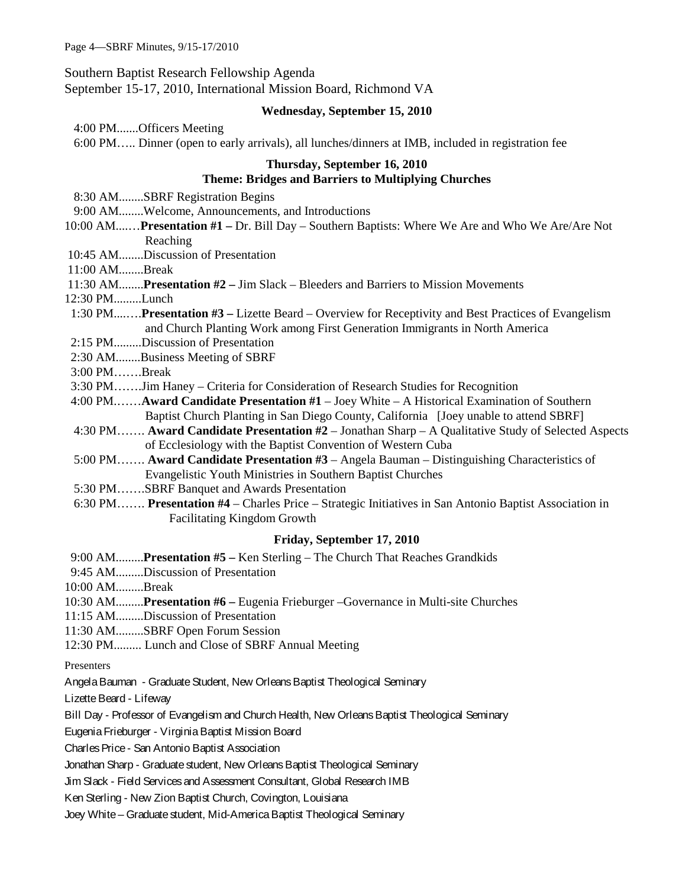Southern Baptist Research Fellowship Agenda
September 15-17, 2010, International Mission Board, Richmond VA

**Wednesday, September 15, 2010**

4:00 PM.......Officers Meeting
6:00 PM….. Dinner (open to early arrivals), all lunches/dinners at IMB, included in registration fee

**Thursday, September 16, 2010**
**Theme: Bridges and Barriers to Multiplying Churches**

8:30 AM........SBRF Registration Begins
9:00 AM........Welcome, Announcements, and Introductions
10:00 AM...….**Presentation #1 –** Dr. Bill Day – Southern Baptists: Where We Are and Who We Are/Are Not Reaching
10:45 AM........Discussion of Presentation
11:00 AM........Break
11:30 AM........**Presentation #2 –** Jim Slack – Bleeders and Barriers to Mission Movements
12:30 PM.........Lunch
1:30 PM...….**Presentation #3 –** Lizette Beard – Overview for Receptivity and Best Practices of Evangelism and Church Planting Work among First Generation Immigrants in North America
2:15 PM.........Discussion of Presentation
2:30 AM........Business Meeting of SBRF
3:00 PM…….Break
3:30 PM…….Jim Haney – Criteria for Consideration of Research Studies for Recognition
4:00 PM…….**Award Candidate Presentation #1** – Joey White – A Historical Examination of Southern Baptist Church Planting in San Diego County, California [Joey unable to attend SBRF]
4:30 PM……. **Award Candidate Presentation #2** – Jonathan Sharp – A Qualitative Study of Selected Aspects of Ecclesiology with the Baptist Convention of Western Cuba
5:00 PM……. **Award Candidate Presentation #3** – Angela Bauman – Distinguishing Characteristics of Evangelistic Youth Ministries in Southern Baptist Churches
5:30 PM…….SBRF Banquet and Awards Presentation
6:30 PM……. **Presentation #4** – Charles Price – Strategic Initiatives in San Antonio Baptist Association in Facilitating Kingdom Growth

**Friday, September 17, 2010**

9:00 AM.........**Presentation #5 –** Ken Sterling – The Church That Reaches Grandkids
9:45 AM.........Discussion of Presentation
10:00 AM.........Break
10:30 AM.........**Presentation #6 –** Eugenia Frieburger –Governance in Multi-site Churches
11:15 AM.........Discussion of Presentation
11:30 AM.........SBRF Open Forum Session
12:30 PM......... Lunch and Close of SBRF Annual Meeting

Presenters

Angela Bauman - Graduate Student, New Orleans Baptist Theological Seminary

Lizette Beard - Lifeway

Bill Day - Professor of Evangelism and Church Health, New Orleans Baptist Theological Seminary

Eugenia Frieburger - Virginia Baptist Mission Board

Charles Price - San Antonio Baptist Association

Jonathan Sharp - Graduate student, New Orleans Baptist Theological Seminary

Jim Slack - Field Services and Assessment Consultant, Global Research IMB

Ken Sterling - New Zion Baptist Church, Covington, Louisiana

Joey White – Graduate student, Mid-America Baptist Theological Seminary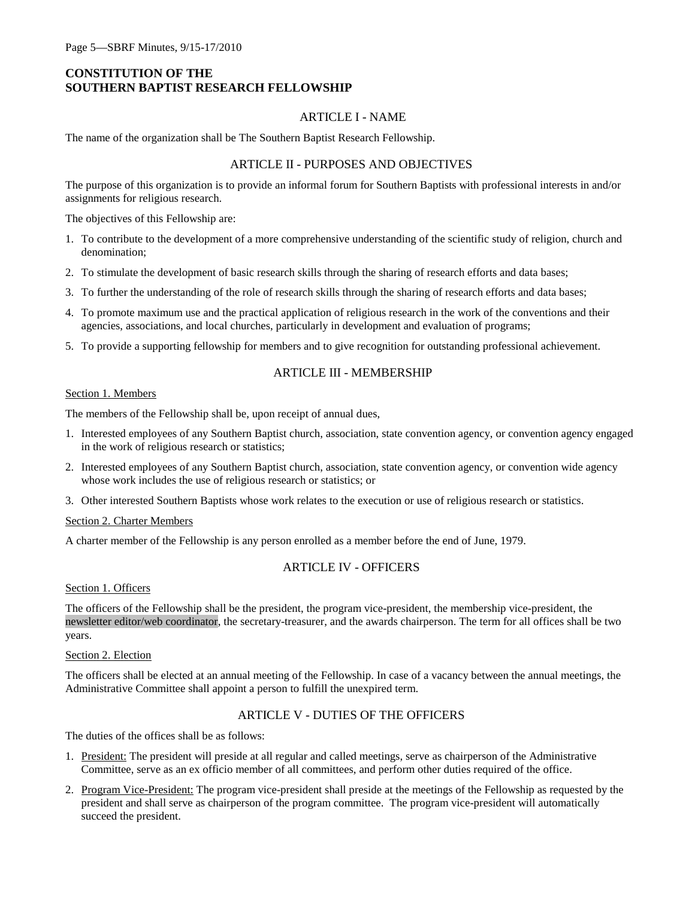## CONSTITUTION OF THE SOUTHERN BAPTIST RESEARCH FELLOWSHIP

### ARTICLE I - NAME

The name of the organization shall be The Southern Baptist Research Fellowship.

### ARTICLE II - PURPOSES AND OBJECTIVES

The purpose of this organization is to provide an informal forum for Southern Baptists with professional interests in and/or assignments for religious research.

The objectives of this Fellowship are:

1. To contribute to the development of a more comprehensive understanding of the scientific study of religion, church and denomination;
2. To stimulate the development of basic research skills through the sharing of research efforts and data bases;
3. To further the understanding of the role of research skills through the sharing of research efforts and data bases;
4. To promote maximum use and the practical application of religious research in the work of the conventions and their agencies, associations, and local churches, particularly in development and evaluation of programs;
5. To provide a supporting fellowship for members and to give recognition for outstanding professional achievement.

### ARTICLE III - MEMBERSHIP

Section 1. Members

The members of the Fellowship shall be, upon receipt of annual dues,

1. Interested employees of any Southern Baptist church, association, state convention agency, or convention agency engaged in the work of religious research or statistics;
2. Interested employees of any Southern Baptist church, association, state convention agency, or convention wide agency whose work includes the use of religious research or statistics; or
3. Other interested Southern Baptists whose work relates to the execution or use of religious research or statistics.

Section 2. Charter Members

A charter member of the Fellowship is any person enrolled as a member before the end of June, 1979.

### ARTICLE IV - OFFICERS

Section 1. Officers

The officers of the Fellowship shall be the president, the program vice-president, the membership vice-president, the newsletter editor/web coordinator, the secretary-treasurer, and the awards chairperson. The term for all offices shall be two years.

Section 2. Election

The officers shall be elected at an annual meeting of the Fellowship. In case of a vacancy between the annual meetings, the Administrative Committee shall appoint a person to fulfill the unexpired term.

### ARTICLE V - DUTIES OF THE OFFICERS

The duties of the offices shall be as follows:

1. President: The president will preside at all regular and called meetings, serve as chairperson of the Administrative Committee, serve as an ex officio member of all committees, and perform other duties required of the office.
2. Program Vice-President: The program vice-president shall preside at the meetings of the Fellowship as requested by the president and shall serve as chairperson of the program committee. The program vice-president will automatically succeed the president.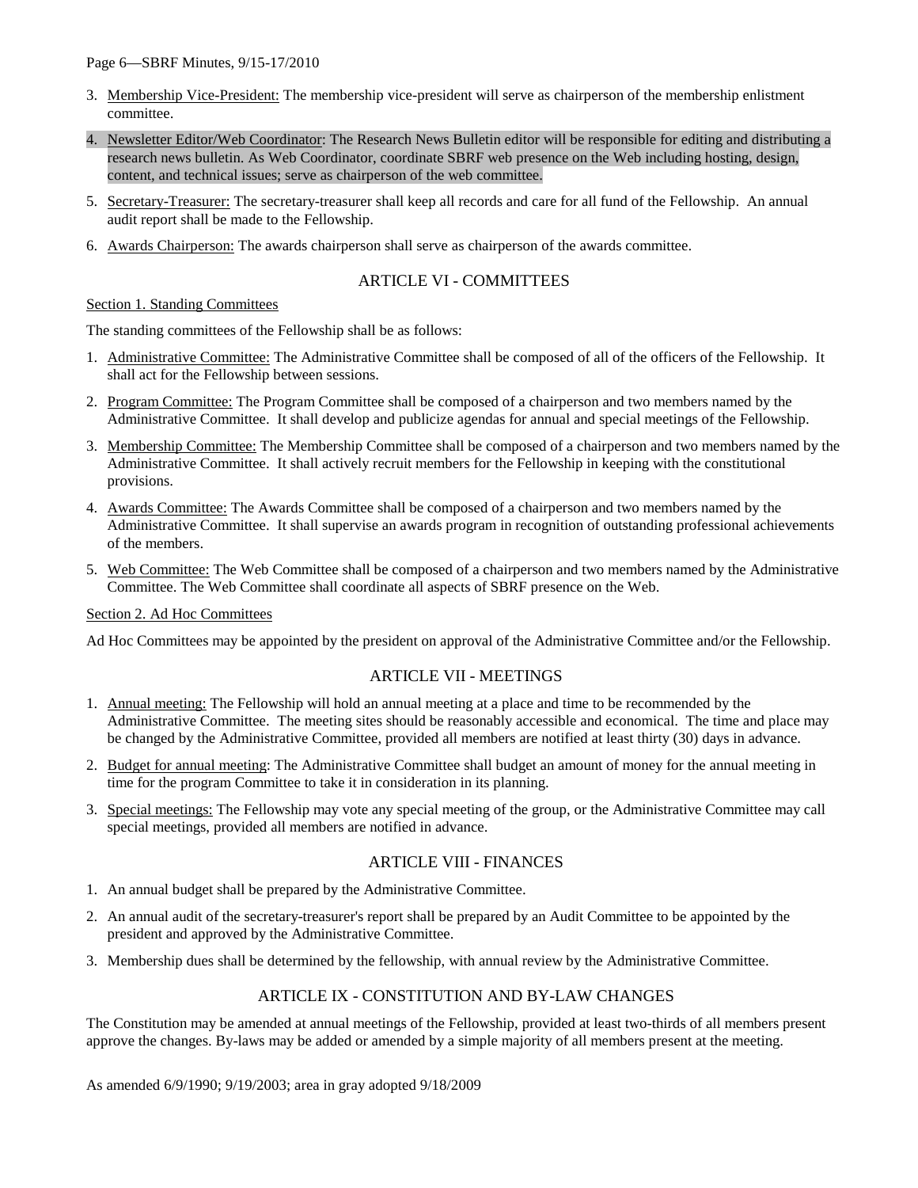3. Membership Vice-President: The membership vice-president will serve as chairperson of the membership enlistment committee.

4. Newsletter Editor/Web Coordinator: The Research News Bulletin editor will be responsible for editing and distributing a research news bulletin. As Web Coordinator, coordinate SBRF web presence on the Web including hosting, design, content, and technical issues; serve as chairperson of the web committee.

5. Secretary-Treasurer: The secretary-treasurer shall keep all records and care for all fund of the Fellowship. An annual audit report shall be made to the Fellowship.

6. Awards Chairperson: The awards chairperson shall serve as chairperson of the awards committee.

## ARTICLE VI - COMMITTEES

Section 1. Standing Committees

The standing committees of the Fellowship shall be as follows:

1. Administrative Committee: The Administrative Committee shall be composed of all of the officers of the Fellowship. It shall act for the Fellowship between sessions.

2. Program Committee: The Program Committee shall be composed of a chairperson and two members named by the Administrative Committee. It shall develop and publicize agendas for annual and special meetings of the Fellowship.

3. Membership Committee: The Membership Committee shall be composed of a chairperson and two members named by the Administrative Committee. It shall actively recruit members for the Fellowship in keeping with the constitutional provisions.

4. Awards Committee: The Awards Committee shall be composed of a chairperson and two members named by the Administrative Committee. It shall supervise an awards program in recognition of outstanding professional achievements of the members.

5. Web Committee: The Web Committee shall be composed of a chairperson and two members named by the Administrative Committee. The Web Committee shall coordinate all aspects of SBRF presence on the Web.

Section 2. Ad Hoc Committees

Ad Hoc Committees may be appointed by the president on approval of the Administrative Committee and/or the Fellowship.

## ARTICLE VII - MEETINGS

1. Annual meeting: The Fellowship will hold an annual meeting at a place and time to be recommended by the Administrative Committee. The meeting sites should be reasonably accessible and economical. The time and place may be changed by the Administrative Committee, provided all members are notified at least thirty (30) days in advance.

2. Budget for annual meeting: The Administrative Committee shall budget an amount of money for the annual meeting in time for the program Committee to take it in consideration in its planning.

3. Special meetings: The Fellowship may vote any special meeting of the group, or the Administrative Committee may call special meetings, provided all members are notified in advance.

## ARTICLE VIII - FINANCES

1. An annual budget shall be prepared by the Administrative Committee.

2. An annual audit of the secretary-treasurer's report shall be prepared by an Audit Committee to be appointed by the president and approved by the Administrative Committee.

3. Membership dues shall be determined by the fellowship, with annual review by the Administrative Committee.

## ARTICLE IX - CONSTITUTION AND BY-LAW CHANGES

The Constitution may be amended at annual meetings of the Fellowship, provided at least two-thirds of all members present approve the changes. By-laws may be added or amended by a simple majority of all members present at the meeting.

As amended 6/9/1990; 9/19/2003; area in gray adopted 9/18/2009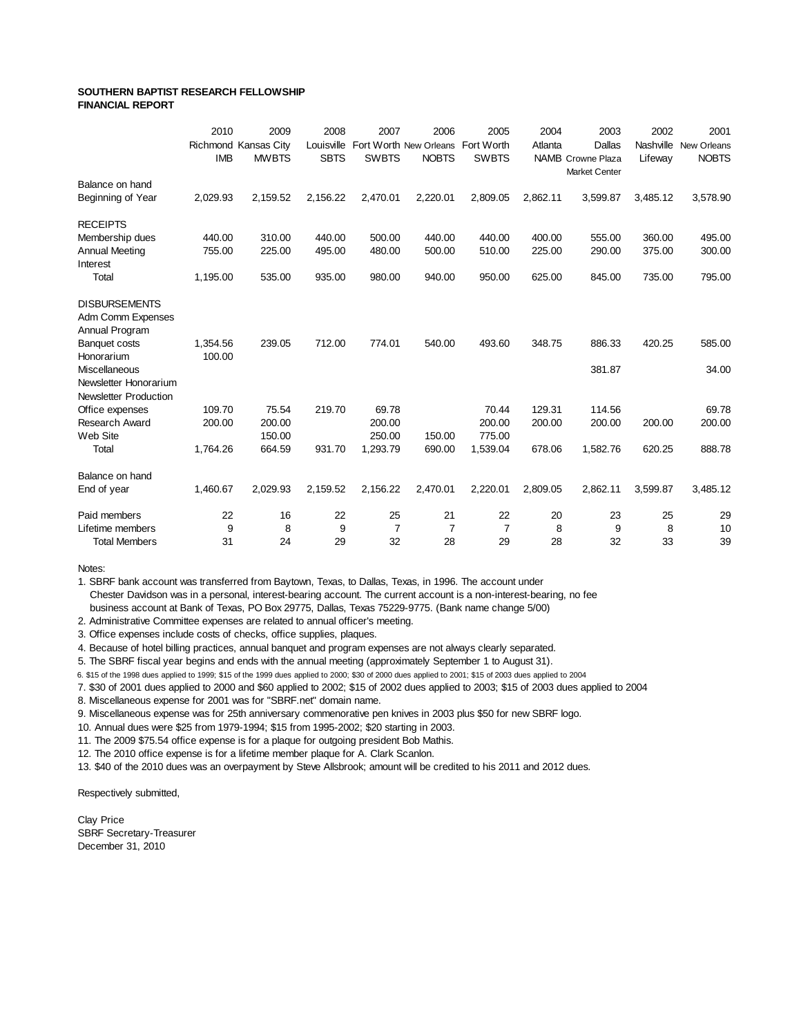**SOUTHERN BAPTIST RESEARCH FELLOWSHIP**
**FINANCIAL REPORT**

| | 2010 Richmond IMB | 2009 Kansas City MWBTS | 2008 Louisville SBTS | 2007 Fort Worth SWBTS | 2006 New Orleans NOBTS | 2005 Fort Worth SWBTS | 2004 Atlanta NAMB | 2003 Dallas Crowne Plaza Market Center | 2002 Nashville Lifeway | 2001 New Orleans NOBTS |
|---|---|---|---|---|---|---|---|---|---|---|
| Balance on hand Beginning of Year | 2,029.93 | 2,159.52 | 2,156.22 | 2,470.01 | 2,220.01 | 2,809.05 | 2,862.11 | 3,599.87 | 3,485.12 | 3,578.90 |
| **RECEIPTS** | | | | | | | | | | |
| Membership dues | 440.00 | 310.00 | 440.00 | 500.00 | 440.00 | 440.00 | 400.00 | 555.00 | 360.00 | 495.00 |
| Annual Meeting | 755.00 | 225.00 | 495.00 | 480.00 | 500.00 | 510.00 | 225.00 | 290.00 | 375.00 | 300.00 |
| Interest | | | | | | | | | | |
| Total | 1,195.00 | 535.00 | 935.00 | 980.00 | 940.00 | 950.00 | 625.00 | 845.00 | 735.00 | 795.00 |
| **DISBURSEMENTS** | | | | | | | | | | |
| Adm Comm Expenses | | | | | | | | | | |
| Annual Program | | | | | | | | | | |
| Banquet costs | 1,354.56 | 239.05 | 712.00 | 774.01 | 540.00 | 493.60 | 348.75 | 886.33 | 420.25 | 585.00 |
| Honorarium | 100.00 | | | | | | | | | |
| Miscellaneous | | | | | | | | 381.87 | | 34.00 |
| Newsletter Honorarium | | | | | | | | | | |
| Newsletter Production | | | | | | | | | | |
| Office expenses | 109.70 | 75.54 | 219.70 | 69.78 | | 70.44 | 129.31 | 114.56 | | 69.78 |
| Research Award | 200.00 | 200.00 | | 200.00 | | 200.00 | 200.00 | 200.00 | 200.00 | 200.00 |
| Web Site | | 150.00 | | 250.00 | 150.00 | 775.00 | | | | |
| Total | 1,764.26 | 664.59 | 931.70 | 1,293.79 | 690.00 | 1,539.04 | 678.06 | 1,582.76 | 620.25 | 888.78 |
| Balance on hand End of year | 1,460.67 | 2,029.93 | 2,159.52 | 2,156.22 | 2,470.01 | 2,220.01 | 2,809.05 | 2,862.11 | 3,599.87 | 3,485.12 |
| Paid members | 22 | 16 | 22 | 25 | 21 | 22 | 20 | 23 | 25 | 29 |
| Lifetime members | 9 | 8 | 9 | 7 | 7 | 7 | 8 | 9 | 8 | 10 |
| Total Members | 31 | 24 | 29 | 32 | 28 | 29 | 28 | 32 | 33 | 39 |

Notes:

1. SBRF bank account was transferred from Baytown, Texas, to Dallas, Texas, in 1996. The account under Chester Davidson was in a personal, interest-bearing account. The current account is a non-interest-bearing, no fee business account at Bank of Texas, PO Box 29775, Dallas, Texas 75229-9775. (Bank name change 5/00)
2. Administrative Committee expenses are related to annual officer's meeting.
3. Office expenses include costs of checks, office supplies, plaques.
4. Because of hotel billing practices, annual banquet and program expenses are not always clearly separated.
5. The SBRF fiscal year begins and ends with the annual meeting (approximately September 1 to August 31).
6. $15 of the 1998 dues applied to 1999; $15 of the 1999 dues applied to 2000; $30 of 2000 dues applied to 2001; $15 of 2003 dues applied to 2004
7. $30 of 2001 dues applied to 2000 and $60 applied to 2002; $15 of 2002 dues applied to 2003; $15 of 2003 dues applied to 2004
8. Miscellaneous expense for 2001 was for "SBRF.net" domain name.
9. Miscellaneous expense was for 25th anniversary commenorative pen knives in 2003 plus $50 for new SBRF logo.
10. Annual dues were $25 from 1979-1994; $15 from 1995-2002; $20 starting in 2003.
11. The 2009 $75.54 office expense is for a plaque for outgoing president Bob Mathis.
12. The 2010 office expense is for a lifetime member plaque for A. Clark Scanlon.
13. $40 of the 2010 dues was an overpayment by Steve Allsbrook; amount will be credited to his 2011 and 2012 dues.

Respectively submitted,

Clay Price
SBRF Secretary-Treasurer
December 31, 2010